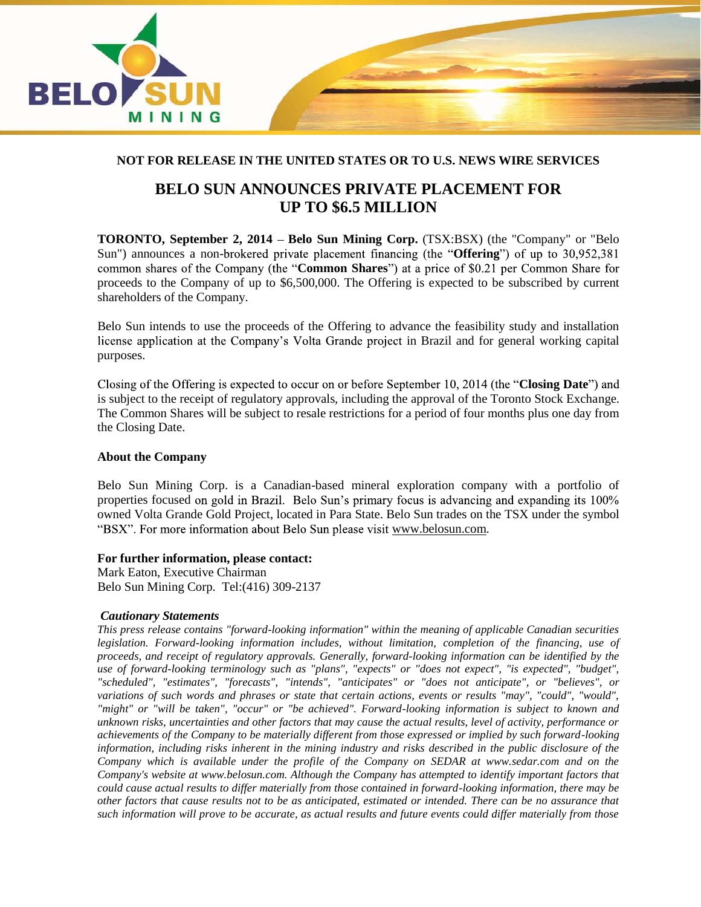NOT FOR RELEASE IN THE UNITED STATES OR TO U.S. NEWS WIRE SERVICES

# BELO SUN ANNOUNCES PRIVATE PLACEMENT FOR UP TO $6.5 MILLION

**TORONTO, September 2, 2014** – **Belo Sun Mining Corp.** (TSX:BSX) (the "Company" or "Belo Sun") announces a non-brokered private placement financing (the "**Offering**") of up to 30,952,381 common shares of the Company (the "**Common Shares**") at a price of $0.21 per Common Share for proceeds to the Company of up to $6,500,000. The Offering is expected to be subscribed by current shareholders of the Company.

Belo Sun intends to use the proceeds of the Offering to advance the feasibility study and installation license application at the Company's Volta Grande project in Brazil and for general working capital purposes.

Closing of the Offering is expected to occur on or before September 10, 2014 (the "**Closing Date**") and is subject to the receipt of regulatory approvals, including the approval of the Toronto Stock Exchange. The Common Shares will be subject to resale restrictions for a period of four months plus one day from the Closing Date.

**About the Company**

Belo Sun Mining Corp. is a Canadian-based mineral exploration company with a portfolio of properties focused on gold in Brazil. Belo Sun's primary focus is advancing and expanding its 100% owned Volta Grande Gold Project, located in Para State. Belo Sun trades on the TSX under the symbol "BSX". For more information about Belo Sun please visit www.belosun.com.

**For further information, please contact:**
Mark Eaton, Executive Chairman
Belo Sun Mining Corp. Tel:(416) 309-2137

***Cautionary Statements***

*This press release contains "forward-looking information" within the meaning of applicable Canadian securities legislation. Forward-looking information includes, without limitation, completion of the financing, use of proceeds, and receipt of regulatory approvals. Generally, forward-looking information can be identified by the use of forward-looking terminology such as "plans", "expects" or "does not expect", "is expected", "budget", "scheduled", "estimates", "forecasts", "intends", "anticipates" or "does not anticipate", or "believes", or variations of such words and phrases or state that certain actions, events or results "may", "could", "would", "might" or "will be taken", "occur" or "be achieved". Forward-looking information is subject to known and unknown risks, uncertainties and other factors that may cause the actual results, level of activity, performance or achievements of the Company to be materially different from those expressed or implied by such forward-looking information, including risks inherent in the mining industry and risks described in the public disclosure of the Company which is available under the profile of the Company on SEDAR at www.sedar.com and on the Company's website at www.belosun.com. Although the Company has attempted to identify important factors that could cause actual results to differ materially from those contained in forward-looking information, there may be other factors that cause results not to be as anticipated, estimated or intended. There can be no assurance that such information will prove to be accurate, as actual results and future events could differ materially from those*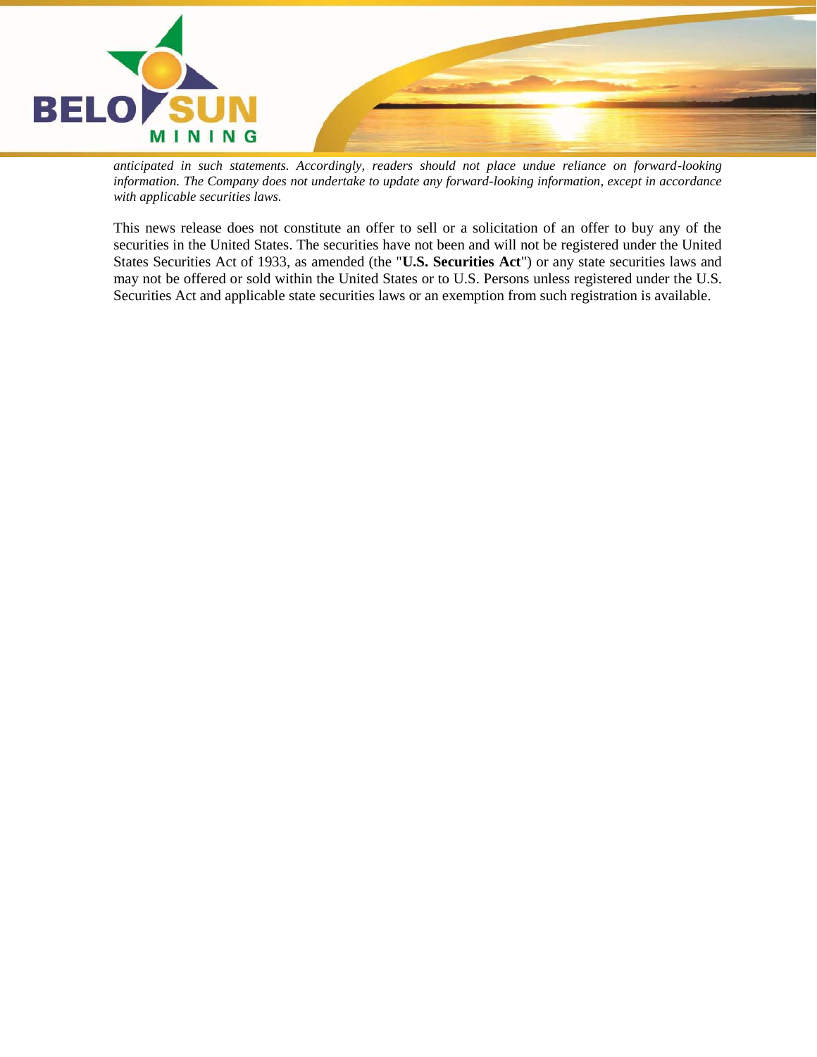*anticipated in such statements. Accordingly, readers should not place undue reliance on forward-looking information. The Company does not undertake to update any forward-looking information, except in accordance with applicable securities laws.*

This news release does not constitute an offer to sell or a solicitation of an offer to buy any of the securities in the United States. The securities have not been and will not be registered under the United States Securities Act of 1933, as amended (the "**U.S. Securities Act**") or any state securities laws and may not be offered or sold within the United States or to U.S. Persons unless registered under the U.S. Securities Act and applicable state securities laws or an exemption from such registration is available.